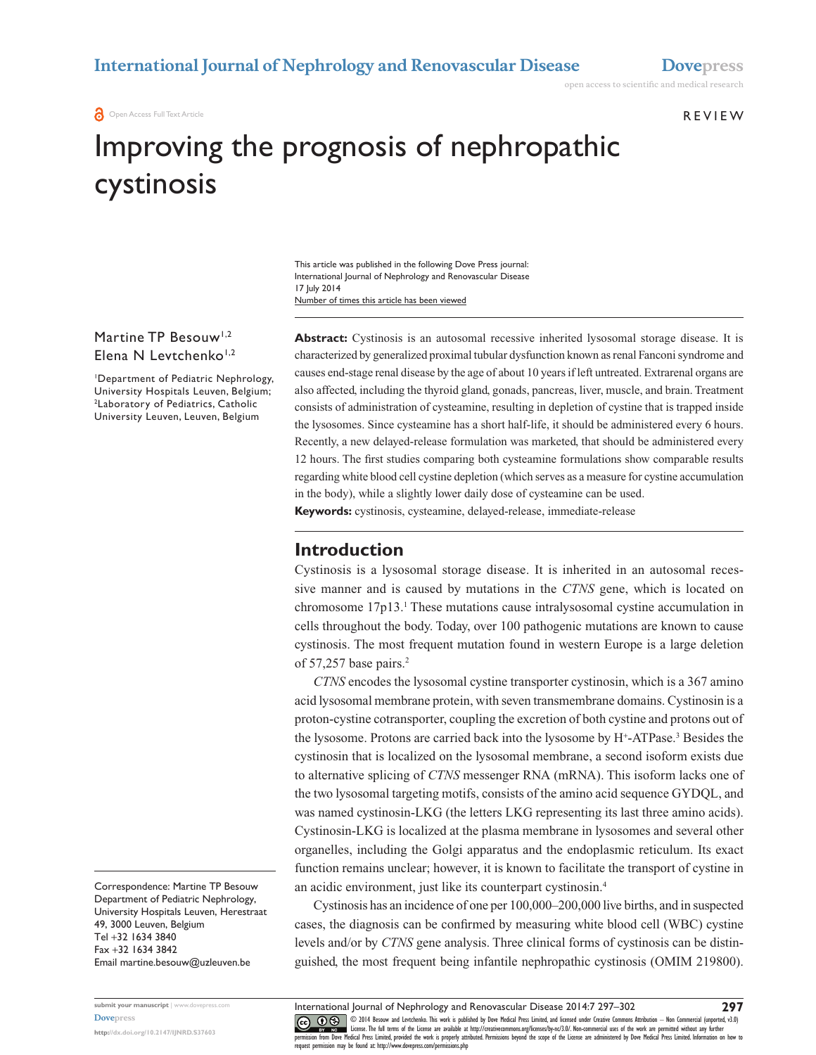REVIEW

# Improving the prognosis of nephropathic cystinosis

This article was published in the following Dove Press journal:
International Journal of Nephrology and Renovascular Disease
17 July 2014
Number of times this article has been viewed

Martine TP Besouw[1,2]
Elena N Levtchenko[1,2]

[1]Department of Pediatric Nephrology, University Hospitals Leuven, Belgium; [2]Laboratory of Pediatrics, Catholic University Leuven, Leuven, Belgium

Correspondence: Martine TP Besouw
Department of Pediatric Nephrology, University Hospitals Leuven, Herestraat 49, 3000 Leuven, Belgium
Tel +32 1634 3840
Fax +32 1634 3842
Email martine.besouw@uzleuven.be

**Abstract:** Cystinosis is an autosomal recessive inherited lysosomal storage disease. It is characterized by generalized proximal tubular dysfunction known as renal Fanconi syndrome and causes end-stage renal disease by the age of about 10 years if left untreated. Extrarenal organs are also affected, including the thyroid gland, gonads, pancreas, liver, muscle, and brain. Treatment consists of administration of cysteamine, resulting in depletion of cystine that is trapped inside the lysosomes. Since cysteamine has a short half-life, it should be administered every 6 hours. Recently, a new delayed-release formulation was marketed, that should be administered every 12 hours. The first studies comparing both cysteamine formulations show comparable results regarding white blood cell cystine depletion (which serves as a measure for cystine accumulation in the body), while a slightly lower daily dose of cysteamine can be used.

**Keywords:** cystinosis, cysteamine, delayed-release, immediate-release

## Introduction

Cystinosis is a lysosomal storage disease. It is inherited in an autosomal recessive manner and is caused by mutations in the *CTNS* gene, which is located on chromosome 17p13.[1] These mutations cause intralysosomal cystine accumulation in cells throughout the body. Today, over 100 pathogenic mutations are known to cause cystinosis. The most frequent mutation found in western Europe is a large deletion of 57,257 base pairs.[2]

*CTNS* encodes the lysosomal cystine transporter cystinosin, which is a 367 amino acid lysosomal membrane protein, with seven transmembrane domains. Cystinosin is a proton-cystine cotransporter, coupling the excretion of both cystine and protons out of the lysosome. Protons are carried back into the lysosome by $H^+$-ATPase.[3] Besides the cystinosin that is localized on the lysosomal membrane, a second isoform exists due to alternative splicing of *CTNS* messenger RNA (mRNA). This isoform lacks one of the two lysosomal targeting motifs, consists of the amino acid sequence GYDQL, and was named cystinosin-LKG (the letters LKG representing its last three amino acids). Cystinosin-LKG is localized at the plasma membrane in lysosomes and several other organelles, including the Golgi apparatus and the endoplasmic reticulum. Its exact function remains unclear; however, it is known to facilitate the transport of cystine in an acidic environment, just like its counterpart cystinosin.[4]

Cystinosis has an incidence of one per 100,000–200,000 live births, and in suspected cases, the diagnosis can be confirmed by measuring white blood cell (WBC) cystine levels and/or by *CTNS* gene analysis. Three clinical forms of cystinosis can be distinguished, the most frequent being infantile nephropathic cystinosis (OMIM 219800).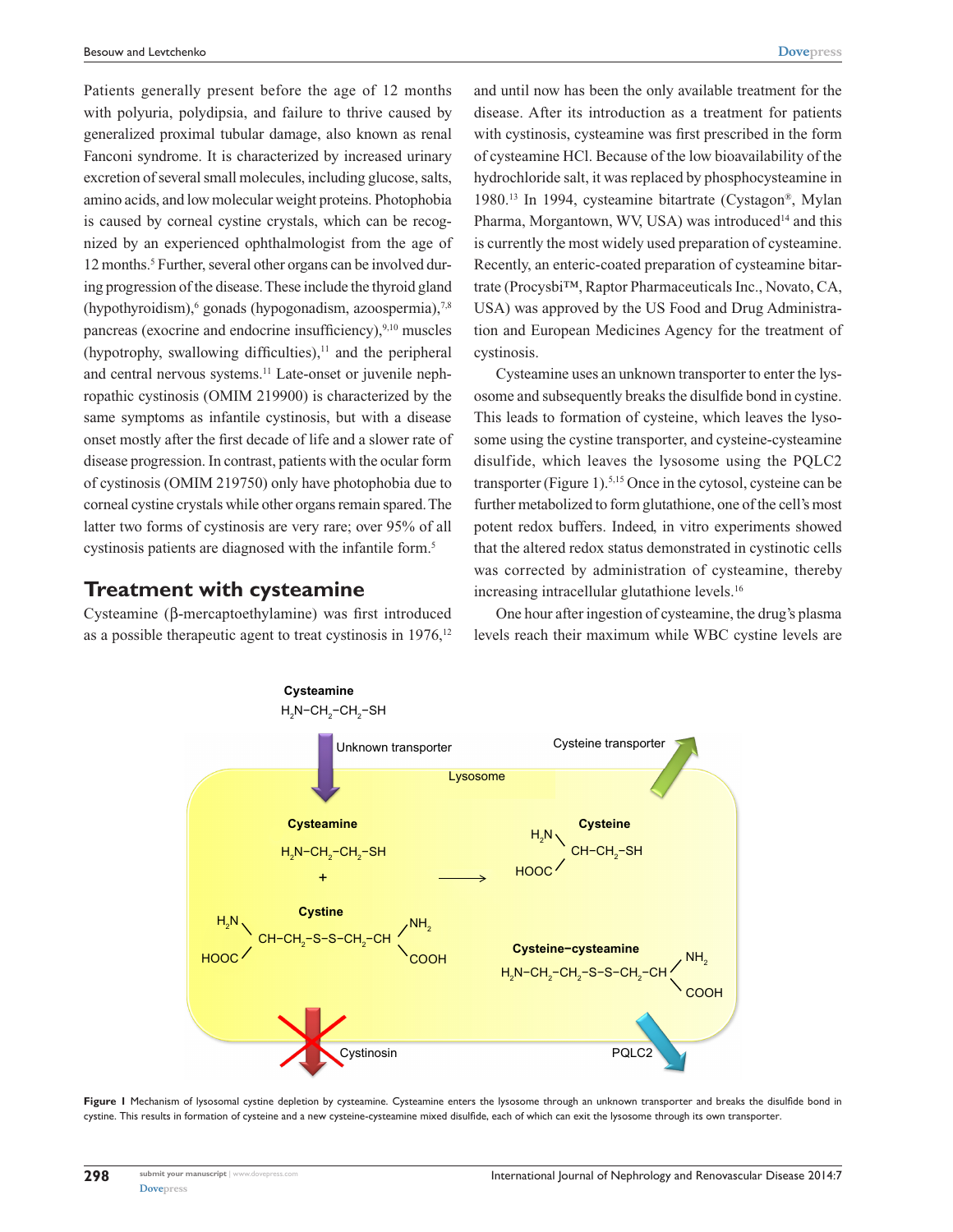Patients generally present before the age of 12 months with polyuria, polydipsia, and failure to thrive caused by generalized proximal tubular damage, also known as renal Fanconi syndrome. It is characterized by increased urinary excretion of several small molecules, including glucose, salts, amino acids, and low molecular weight proteins. Photophobia is caused by corneal cystine crystals, which can be recognized by an experienced ophthalmologist from the age of 12 months.[5] Further, several other organs can be involved during progression of the disease. These include the thyroid gland (hypothyroidism),[6] gonads (hypogonadism, azoospermia),[7,8] pancreas (exocrine and endocrine insufficiency),[9,10] muscles (hypotrophy, swallowing difficulties),[11] and the peripheral and central nervous systems.[11] Late-onset or juvenile nephropathic cystinosis (OMIM 219900) is characterized by the same symptoms as infantile cystinosis, but with a disease onset mostly after the first decade of life and a slower rate of disease progression. In contrast, patients with the ocular form of cystinosis (OMIM 219750) only have photophobia due to corneal cystine crystals while other organs remain spared. The latter two forms of cystinosis are very rare; over 95% of all cystinosis patients are diagnosed with the infantile form.[5]

## Treatment with cysteamine

Cysteamine (β-mercaptoethylamine) was first introduced as a possible therapeutic agent to treat cystinosis in 1976,[12] and until now has been the only available treatment for the disease. After its introduction as a treatment for patients with cystinosis, cysteamine was first prescribed in the form of cysteamine HCl. Because of the low bioavailability of the hydrochloride salt, it was replaced by phosphocysteamine in 1980.[13] In 1994, cysteamine bitartrate (Cystagon®, Mylan Pharma, Morgantown, WV, USA) was introduced[14] and this is currently the most widely used preparation of cysteamine. Recently, an enteric-coated preparation of cysteamine bitartrate (Procysbi™, Raptor Pharmaceuticals Inc., Novato, CA, USA) was approved by the US Food and Drug Administration and European Medicines Agency for the treatment of cystinosis.

Cysteamine uses an unknown transporter to enter the lysosome and subsequently breaks the disulfide bond in cystine. This leads to formation of cysteine, which leaves the lysosome using the cystine transporter, and cysteine-cysteamine disulfide, which leaves the lysosome using the PQLC2 transporter (Figure 1).[5,15] Once in the cytosol, cysteine can be further metabolized to form glutathione, one of the cell's most potent redox buffers. Indeed, in vitro experiments showed that the altered redox status demonstrated in cystinotic cells was corrected by administration of cysteamine, thereby increasing intracellular glutathione levels.[16]

One hour after ingestion of cysteamine, the drug's plasma levels reach their maximum while WBC cystine levels are

**Figure 1** Mechanism of lysosomal cystine depletion by cysteamine. Cysteamine enters the lysosome through an unknown transporter and breaks the disulfide bond in cystine. This results in formation of cysteine and a new cysteine-cysteamine mixed disulfide, each of which can exit the lysosome through its own transporter.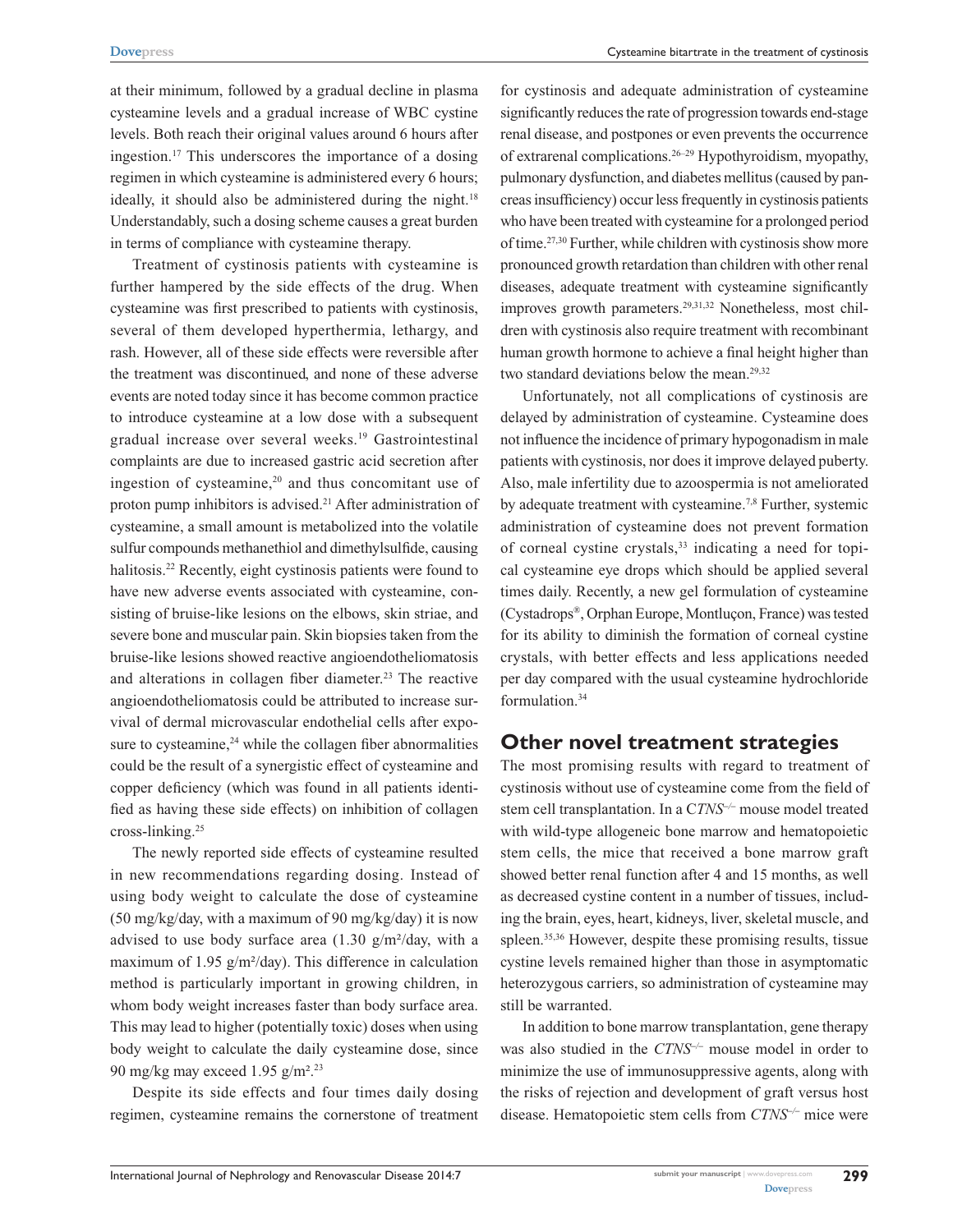at their minimum, followed by a gradual decline in plasma cysteamine levels and a gradual increase of WBC cystine levels. Both reach their original values around 6 hours after ingestion.[17] This underscores the importance of a dosing regimen in which cysteamine is administered every 6 hours; ideally, it should also be administered during the night.[18] Understandably, such a dosing scheme causes a great burden in terms of compliance with cysteamine therapy.

Treatment of cystinosis patients with cysteamine is further hampered by the side effects of the drug. When cysteamine was first prescribed to patients with cystinosis, several of them developed hyperthermia, lethargy, and rash. However, all of these side effects were reversible after the treatment was discontinued, and none of these adverse events are noted today since it has become common practice to introduce cysteamine at a low dose with a subsequent gradual increase over several weeks.[19] Gastrointestinal complaints are due to increased gastric acid secretion after ingestion of cysteamine,[20] and thus concomitant use of proton pump inhibitors is advised.[21] After administration of cysteamine, a small amount is metabolized into the volatile sulfur compounds methanethiol and dimethylsulfide, causing halitosis.[22] Recently, eight cystinosis patients were found to have new adverse events associated with cysteamine, consisting of bruise-like lesions on the elbows, skin striae, and severe bone and muscular pain. Skin biopsies taken from the bruise-like lesions showed reactive angioendotheliomatosis and alterations in collagen fiber diameter.[23] The reactive angioendotheliomatosis could be attributed to increase survival of dermal microvascular endothelial cells after exposure to cysteamine,[24] while the collagen fiber abnormalities could be the result of a synergistic effect of cysteamine and copper deficiency (which was found in all patients identified as having these side effects) on inhibition of collagen cross-linking.[25]

The newly reported side effects of cysteamine resulted in new recommendations regarding dosing. Instead of using body weight to calculate the dose of cysteamine (50 mg/kg/day, with a maximum of 90 mg/kg/day) it is now advised to use body surface area (1.30 g/m²/day, with a maximum of 1.95 g/m²/day). This difference in calculation method is particularly important in growing children, in whom body weight increases faster than body surface area. This may lead to higher (potentially toxic) doses when using body weight to calculate the daily cysteamine dose, since 90 mg/kg may exceed 1.95 g/m².[23]

Despite its side effects and four times daily dosing regimen, cysteamine remains the cornerstone of treatment for cystinosis and adequate administration of cysteamine significantly reduces the rate of progression towards end-stage renal disease, and postpones or even prevents the occurrence of extrarenal complications.[26–29] Hypothyroidism, myopathy, pulmonary dysfunction, and diabetes mellitus (caused by pancreas insufficiency) occur less frequently in cystinosis patients who have been treated with cysteamine for a prolonged period of time.[27,30] Further, while children with cystinosis show more pronounced growth retardation than children with other renal diseases, adequate treatment with cysteamine significantly improves growth parameters.[29,31,32] Nonetheless, most children with cystinosis also require treatment with recombinant human growth hormone to achieve a final height higher than two standard deviations below the mean.[29,32]

Unfortunately, not all complications of cystinosis are delayed by administration of cysteamine. Cysteamine does not influence the incidence of primary hypogonadism in male patients with cystinosis, nor does it improve delayed puberty. Also, male infertility due to azoospermia is not ameliorated by adequate treatment with cysteamine.[7,8] Further, systemic administration of cysteamine does not prevent formation of corneal cystine crystals,[33] indicating a need for topical cysteamine eye drops which should be applied several times daily. Recently, a new gel formulation of cysteamine (Cystadrops®, Orphan Europe, Montluçon, France) was tested for its ability to diminish the formation of corneal cystine crystals, with better effects and less applications needed per day compared with the usual cysteamine hydrochloride formulation.[34]

## Other novel treatment strategies

The most promising results with regard to treatment of cystinosis without use of cysteamine come from the field of stem cell transplantation. In a C*TNS*$^{-/-}$ mouse model treated with wild-type allogeneic bone marrow and hematopoietic stem cells, the mice that received a bone marrow graft showed better renal function after 4 and 15 months, as well as decreased cystine content in a number of tissues, including the brain, eyes, heart, kidneys, liver, skeletal muscle, and spleen.[35,36] However, despite these promising results, tissue cystine levels remained higher than those in asymptomatic heterozygous carriers, so administration of cysteamine may still be warranted.

In addition to bone marrow transplantation, gene therapy was also studied in the *CTNS*$^{-/-}$ mouse model in order to minimize the use of immunosuppressive agents, along with the risks of rejection and development of graft versus host disease. Hematopoietic stem cells from *CTNS*$^{-/-}$ mice were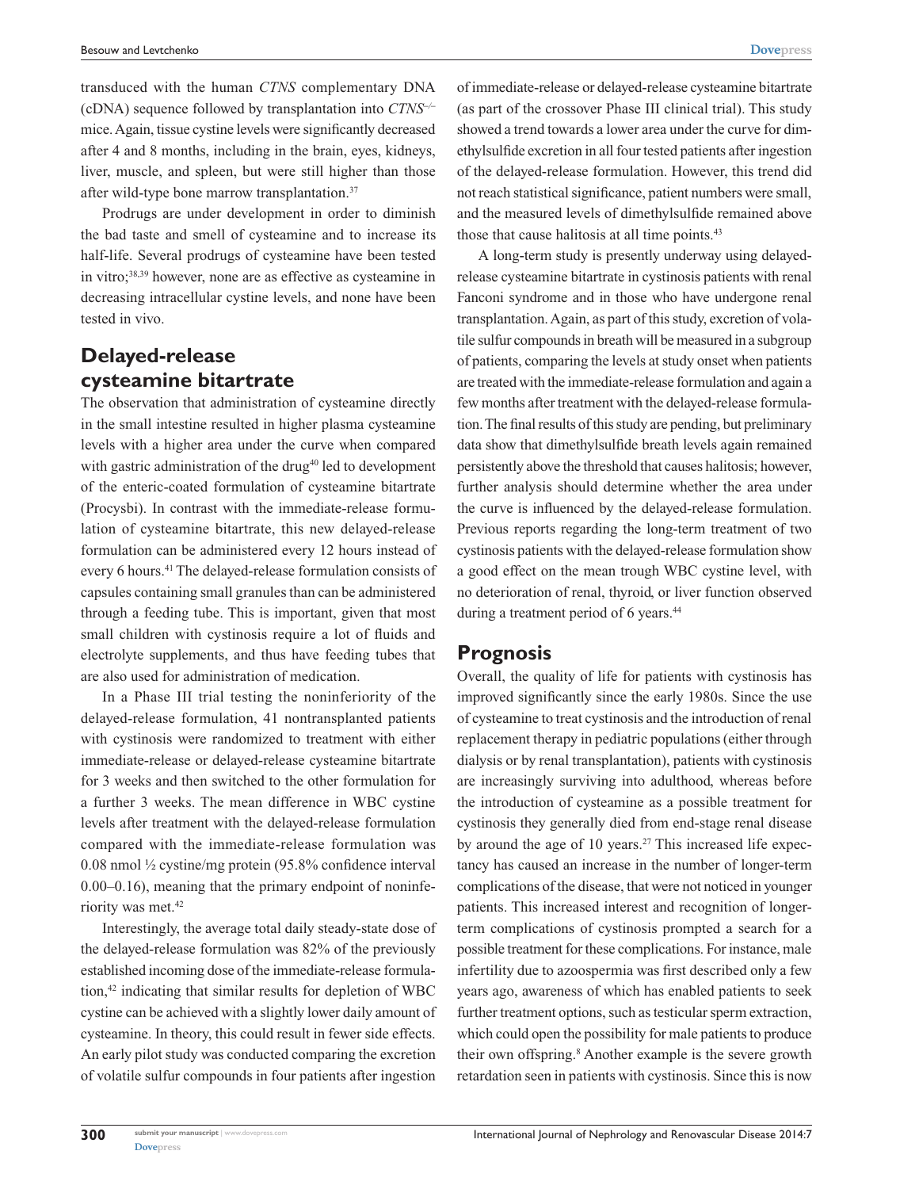transduced with the human *CTNS* complementary DNA (cDNA) sequence followed by transplantation into *CTNS*$^{-/-}$ mice. Again, tissue cystine levels were significantly decreased after 4 and 8 months, including in the brain, eyes, kidneys, liver, muscle, and spleen, but were still higher than those after wild-type bone marrow transplantation.[37]

Prodrugs are under development in order to diminish the bad taste and smell of cysteamine and to increase its half-life. Several prodrugs of cysteamine have been tested in vitro;[38,39] however, none are as effective as cysteamine in decreasing intracellular cystine levels, and none have been tested in vivo.

## Delayed-release cysteamine bitartrate

The observation that administration of cysteamine directly in the small intestine resulted in higher plasma cysteamine levels with a higher area under the curve when compared with gastric administration of the drug[40] led to development of the enteric-coated formulation of cysteamine bitartrate (Procysbi). In contrast with the immediate-release formulation of cysteamine bitartrate, this new delayed-release formulation can be administered every 12 hours instead of every 6 hours.[41] The delayed-release formulation consists of capsules containing small granules than can be administered through a feeding tube. This is important, given that most small children with cystinosis require a lot of fluids and electrolyte supplements, and thus have feeding tubes that are also used for administration of medication.

In a Phase III trial testing the noninferiority of the delayed-release formulation, 41 nontransplanted patients with cystinosis were randomized to treatment with either immediate-release or delayed-release cysteamine bitartrate for 3 weeks and then switched to the other formulation for a further 3 weeks. The mean difference in WBC cystine levels after treatment with the delayed-release formulation compared with the immediate-release formulation was 0.08 nmol ½ cystine/mg protein (95.8% confidence interval 0.00–0.16), meaning that the primary endpoint of noninferiority was met.[42]

Interestingly, the average total daily steady-state dose of the delayed-release formulation was 82% of the previously established incoming dose of the immediate-release formulation,[42] indicating that similar results for depletion of WBC cystine can be achieved with a slightly lower daily amount of cysteamine. In theory, this could result in fewer side effects. An early pilot study was conducted comparing the excretion of volatile sulfur compounds in four patients after ingestion of immediate-release or delayed-release cysteamine bitartrate (as part of the crossover Phase III clinical trial). This study showed a trend towards a lower area under the curve for dimethylsulfide excretion in all four tested patients after ingestion of the delayed-release formulation. However, this trend did not reach statistical significance, patient numbers were small, and the measured levels of dimethylsulfide remained above those that cause halitosis at all time points.[43]

A long-term study is presently underway using delayed-release cysteamine bitartrate in cystinosis patients with renal Fanconi syndrome and in those who have undergone renal transplantation. Again, as part of this study, excretion of volatile sulfur compounds in breath will be measured in a subgroup of patients, comparing the levels at study onset when patients are treated with the immediate-release formulation and again a few months after treatment with the delayed-release formulation. The final results of this study are pending, but preliminary data show that dimethylsulfide breath levels again remained persistently above the threshold that causes halitosis; however, further analysis should determine whether the area under the curve is influenced by the delayed-release formulation. Previous reports regarding the long-term treatment of two cystinosis patients with the delayed-release formulation show a good effect on the mean trough WBC cystine level, with no deterioration of renal, thyroid, or liver function observed during a treatment period of 6 years.[44]

## Prognosis

Overall, the quality of life for patients with cystinosis has improved significantly since the early 1980s. Since the use of cysteamine to treat cystinosis and the introduction of renal replacement therapy in pediatric populations (either through dialysis or by renal transplantation), patients with cystinosis are increasingly surviving into adulthood, whereas before the introduction of cysteamine as a possible treatment for cystinosis they generally died from end-stage renal disease by around the age of 10 years.[27] This increased life expectancy has caused an increase in the number of longer-term complications of the disease, that were not noticed in younger patients. This increased interest and recognition of longer-term complications of cystinosis prompted a search for a possible treatment for these complications. For instance, male infertility due to azoospermia was first described only a few years ago, awareness of which has enabled patients to seek further treatment options, such as testicular sperm extraction, which could open the possibility for male patients to produce their own offspring.[8] Another example is the severe growth retardation seen in patients with cystinosis. Since this is now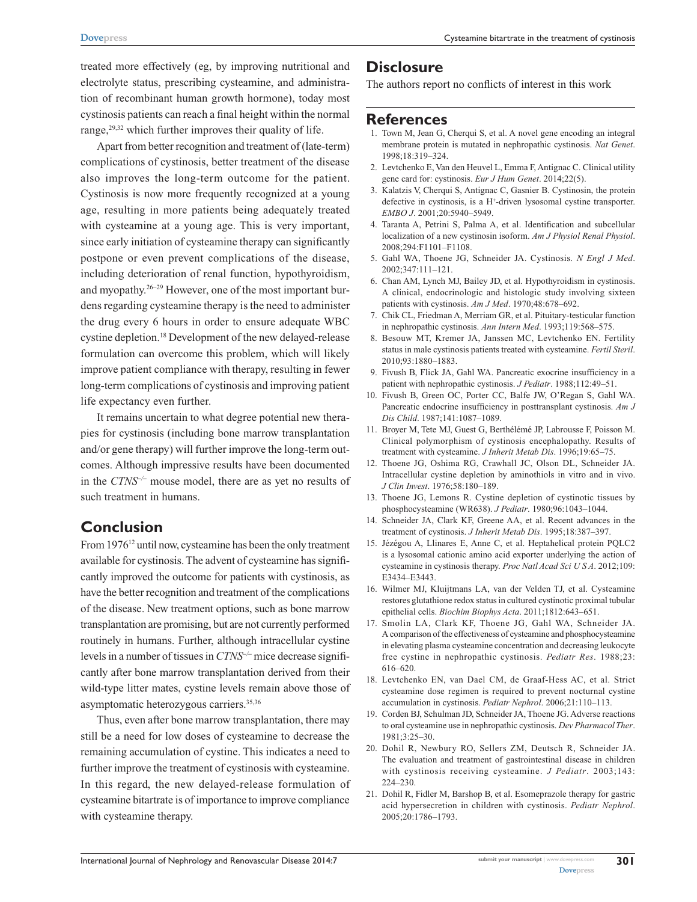treated more effectively (eg, by improving nutritional and electrolyte status, prescribing cysteamine, and administration of recombinant human growth hormone), today most cystinosis patients can reach a final height within the normal range,[29,32] which further improves their quality of life.

Apart from better recognition and treatment of (late-term) complications of cystinosis, better treatment of the disease also improves the long-term outcome for the patient. Cystinosis is now more frequently recognized at a young age, resulting in more patients being adequately treated with cysteamine at a young age. This is very important, since early initiation of cysteamine therapy can significantly postpone or even prevent complications of the disease, including deterioration of renal function, hypothyroidism, and myopathy.[26–29] However, one of the most important burdens regarding cysteamine therapy is the need to administer the drug every 6 hours in order to ensure adequate WBC cystine depletion.[18] Development of the new delayed-release formulation can overcome this problem, which will likely improve patient compliance with therapy, resulting in fewer long-term complications of cystinosis and improving patient life expectancy even further.

It remains uncertain to what degree potential new therapies for cystinosis (including bone marrow transplantation and/or gene therapy) will further improve the long-term outcomes. Although impressive results have been documented in the *CTNS*$^{-/-}$ mouse model, there are as yet no results of such treatment in humans.

## Conclusion

From 1976[12] until now, cysteamine has been the only treatment available for cystinosis. The advent of cysteamine has significantly improved the outcome for patients with cystinosis, as have the better recognition and treatment of the complications of the disease. New treatment options, such as bone marrow transplantation are promising, but are not currently performed routinely in humans. Further, although intracellular cystine levels in a number of tissues in *CTNS*$^{-/-}$ mice decrease significantly after bone marrow transplantation derived from their wild-type litter mates, cystine levels remain above those of asymptomatic heterozygous carriers.[35,36]

Thus, even after bone marrow transplantation, there may still be a need for low doses of cysteamine to decrease the remaining accumulation of cystine. This indicates a need to further improve the treatment of cystinosis with cysteamine. In this regard, the new delayed-release formulation of cysteamine bitartrate is of importance to improve compliance with cysteamine therapy.

## Disclosure

The authors report no conflicts of interest in this work

## References

1. Town M, Jean G, Cherqui S, et al. A novel gene encoding an integral membrane protein is mutated in nephropathic cystinosis. *Nat Genet*. 1998;18:319–324.
2. Levtchenko E, Van den Heuvel L, Emma F, Antignac C. Clinical utility gene card for: cystinosis. *Eur J Hum Genet*. 2014;22(5).
3. Kalatzis V, Cherqui S, Antignac C, Gasnier B. Cystinosin, the protein defective in cystinosis, is a H$^{+}$-driven lysosomal cystine transporter. *EMBO J*. 2001;20:5940–5949.
4. Taranta A, Petrini S, Palma A, et al. Identification and subcellular localization of a new cystinosin isoform. *Am J Physiol Renal Physiol*. 2008;294:F1101–F1108.
5. Gahl WA, Thoene JG, Schneider JA. Cystinosis. *N Engl J Med*. 2002;347:111–121.
6. Chan AM, Lynch MJ, Bailey JD, et al. Hypothyroidism in cystinosis. A clinical, endocrinologic and histologic study involving sixteen patients with cystinosis. *Am J Med*. 1970;48:678–692.
7. Chik CL, Friedman A, Merriam GR, et al. Pituitary-testicular function in nephropathic cystinosis. *Ann Intern Med*. 1993;119:568–575.
8. Besouw MT, Kremer JA, Janssen MC, Levtchenko EN. Fertility status in male cystinosis patients treated with cysteamine. *Fertil Steril*. 2010;93:1880–1883.
9. Fivush B, Flick JA, Gahl WA. Pancreatic exocrine insufficiency in a patient with nephropathic cystinosis. *J Pediatr*. 1988;112:49–51.
10. Fivush B, Green OC, Porter CC, Balfe JW, O'Regan S, Gahl WA. Pancreatic endocrine insufficiency in posttransplant cystinosis. *Am J Dis Child*. 1987;141:1087–1089.
11. Broyer M, Tete MJ, Guest G, Berthélémé JP, Labrousse F, Poisson M. Clinical polymorphism of cystinosis encephalopathy. Results of treatment with cysteamine. *J Inherit Metab Dis*. 1996;19:65–75.
12. Thoene JG, Oshima RG, Crawhall JC, Olson DL, Schneider JA. Intracellular cystine depletion by aminothiols in vitro and in vivo. *J Clin Invest*. 1976;58:180–189.
13. Thoene JG, Lemons R. Cystine depletion of cystinotic tissues by phosphocysteamine (WR638). *J Pediatr*. 1980;96:1043–1044.
14. Schneider JA, Clark KF, Greene AA, et al. Recent advances in the treatment of cystinosis. *J Inherit Metab Dis*. 1995;18:387–397.
15. Jézégou A, Llinares E, Anne C, et al. Heptahelical protein PQLC2 is a lysosomal cationic amino acid exporter underlying the action of cysteamine in cystinosis therapy. *Proc Natl Acad Sci U S A*. 2012;109:E3434–E3443.
16. Wilmer MJ, Kluijtmans LA, van der Velden TJ, et al. Cysteamine restores glutathione redox status in cultured cystinotic proximal tubular epithelial cells. *Biochim Biophys Acta*. 2011;1812:643–651.
17. Smolin LA, Clark KF, Thoene JG, Gahl WA, Schneider JA. A comparison of the effectiveness of cysteamine and phosphocysteamine in elevating plasma cysteamine concentration and decreasing leukocyte free cystine in nephropathic cystinosis. *Pediatr Res*. 1988;23:616–620.
18. Levtchenko EN, van Dael CM, de Graaf-Hess AC, et al. Strict cysteamine dose regimen is required to prevent nocturnal cystine accumulation in cystinosis. *Pediatr Nephrol*. 2006;21:110–113.
19. Corden BJ, Schulman JD, Schneider JA, Thoene JG. Adverse reactions to oral cysteamine use in nephropathic cystinosis. *Dev Pharmacol Ther*. 1981;3:25–30.
20. Dohil R, Newbury RO, Sellers ZM, Deutsch R, Schneider JA. The evaluation and treatment of gastrointestinal disease in children with cystinosis receiving cysteamine. *J Pediatr*. 2003;143:224–230.
21. Dohil R, Fidler M, Barshop B, et al. Esomeprazole therapy for gastric acid hypersecretion in children with cystinosis. *Pediatr Nephrol*. 2005;20:1786–1793.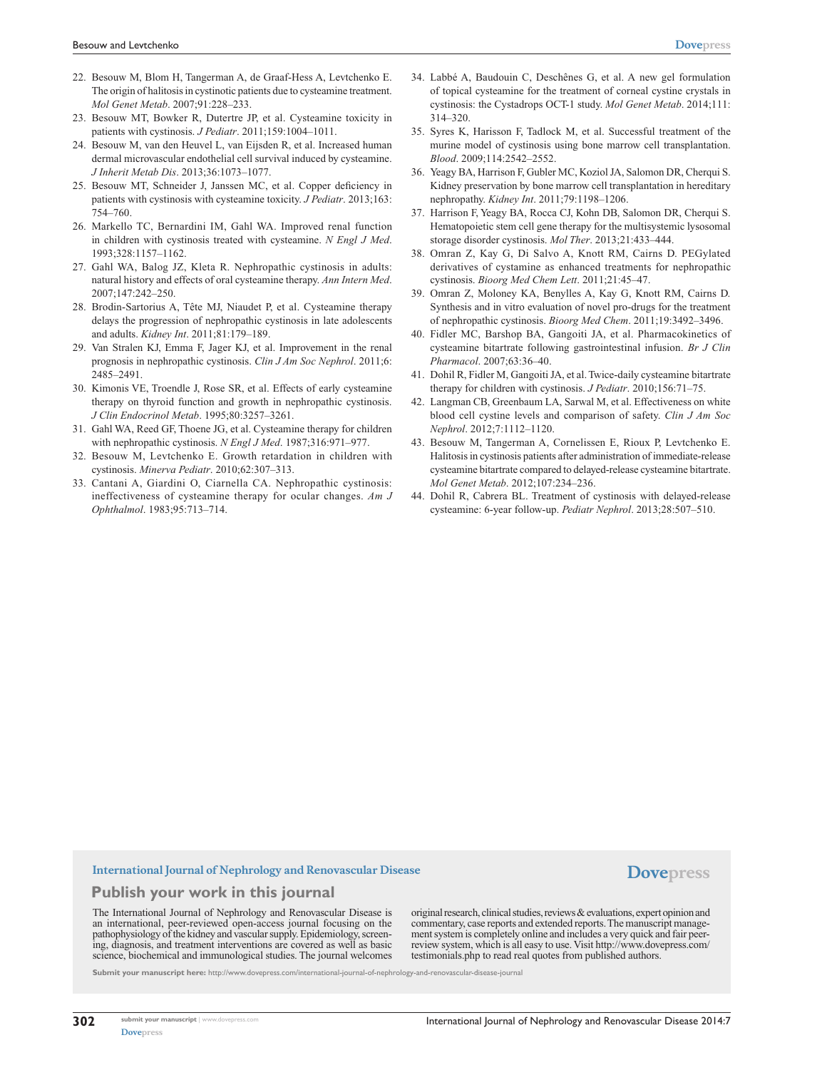22. Besouw M, Blom H, Tangerman A, de Graaf-Hess A, Levtchenko E. The origin of halitosis in cystinotic patients due to cysteamine treatment. *Mol Genet Metab*. 2007;91:228–233.
23. Besouw MT, Bowker R, Dutertre JP, et al. Cysteamine toxicity in patients with cystinosis. *J Pediatr*. 2011;159:1004–1011.
24. Besouw M, van den Heuvel L, van Eijsden R, et al. Increased human dermal microvascular endothelial cell survival induced by cysteamine. *J Inherit Metab Dis*. 2013;36:1073–1077.
25. Besouw MT, Schneider J, Janssen MC, et al. Copper deficiency in patients with cystinosis with cysteamine toxicity. *J Pediatr*. 2013;163:754–760.
26. Markello TC, Bernardini IM, Gahl WA. Improved renal function in children with cystinosis treated with cysteamine. *N Engl J Med*. 1993;328:1157–1162.
27. Gahl WA, Balog JZ, Kleta R. Nephropathic cystinosis in adults: natural history and effects of oral cysteamine therapy. *Ann Intern Med*. 2007;147:242–250.
28. Brodin-Sartorius A, Tête MJ, Niaudet P, et al. Cysteamine therapy delays the progression of nephropathic cystinosis in late adolescents and adults. *Kidney Int*. 2011;81:179–189.
29. Van Stralen KJ, Emma F, Jager KJ, et al. Improvement in the renal prognosis in nephropathic cystinosis. *Clin J Am Soc Nephrol*. 2011;6:2485–2491.
30. Kimonis VE, Troendle J, Rose SR, et al. Effects of early cysteamine therapy on thyroid function and growth in nephropathic cystinosis. *J Clin Endocrinol Metab*. 1995;80:3257–3261.
31. Gahl WA, Reed GF, Thoene JG, et al. Cysteamine therapy for children with nephropathic cystinosis. *N Engl J Med*. 1987;316:971–977.
32. Besouw M, Levtchenko E. Growth retardation in children with cystinosis. *Minerva Pediatr*. 2010;62:307–313.
33. Cantani A, Giardini O, Ciarnella CA. Nephropathic cystinosis: ineffectiveness of cysteamine therapy for ocular changes. *Am J Ophthalmol*. 1983;95:713–714.
34. Labbé A, Baudouin C, Deschênes G, et al. A new gel formulation of topical cysteamine for the treatment of corneal cystine crystals in cystinosis: the Cystadrops OCT-1 study. *Mol Genet Metab*. 2014;111:314–320.
35. Syres K, Harisson F, Tadlock M, et al. Successful treatment of the murine model of cystinosis using bone marrow cell transplantation. *Blood*. 2009;114:2542–2552.
36. Yeagy BA, Harrison F, Gubler MC, Koziol JA, Salomon DR, Cherqui S. Kidney preservation by bone marrow cell transplantation in hereditary nephropathy. *Kidney Int*. 2011;79:1198–1206.
37. Harrison F, Yeagy BA, Rocca CJ, Kohn DB, Salomon DR, Cherqui S. Hematopoietic stem cell gene therapy for the multisystemic lysosomal storage disorder cystinosis. *Mol Ther*. 2013;21:433–444.
38. Omran Z, Kay G, Di Salvo A, Knott RM, Cairns D. PEGylated derivatives of cystamine as enhanced treatments for nephropathic cystinosis. *Bioorg Med Chem Lett*. 2011;21:45–47.
39. Omran Z, Moloney KA, Benylles A, Kay G, Knott RM, Cairns D. Synthesis and in vitro evaluation of novel pro-drugs for the treatment of nephropathic cystinosis. *Bioorg Med Chem*. 2011;19:3492–3496.
40. Fidler MC, Barshop BA, Gangoiti JA, et al. Pharmacokinetics of cysteamine bitartrate following gastrointestinal infusion. *Br J Clin Pharmacol*. 2007;63:36–40.
41. Dohil R, Fidler M, Gangoiti JA, et al. Twice-daily cysteamine bitartrate therapy for children with cystinosis. *J Pediatr*. 2010;156:71–75.
42. Langman CB, Greenbaum LA, Sarwal M, et al. Effectiveness on white blood cell cystine levels and comparison of safety. *Clin J Am Soc Nephrol*. 2012;7:1112–1120.
43. Besouw M, Tangerman A, Cornelissen E, Rioux P, Levtchenko E. Halitosis in cystinosis patients after administration of immediate-release cysteamine bitartrate compared to delayed-release cysteamine bitartrate. *Mol Genet Metab*. 2012;107:234–236.
44. Dohil R, Cabrera BL. Treatment of cystinosis with delayed-release cysteamine: 6-year follow-up. *Pediatr Nephrol*. 2013;28:507–510.

**International Journal of Nephrology and Renovascular Disease**

## Publish your work in this journal

The International Journal of Nephrology and Renovascular Disease is an international, peer-reviewed open-access journal focusing on the pathophysiology of the kidney and vascular supply. Epidemiology, screening, diagnosis, and treatment interventions are covered as well as basic science, biochemical and immunological studies. The journal welcomes original research, clinical studies, reviews & evaluations, expert opinion and commentary, case reports and extended reports. The manuscript management system is completely online and includes a very quick and fair peer-review system, which is all easy to use. Visit http://www.dovepress.com/testimonials.php to read real quotes from published authors.

**Submit your manuscript here:** http://www.dovepress.com/international-journal-of-nephrology-and-renovascular-disease-journal